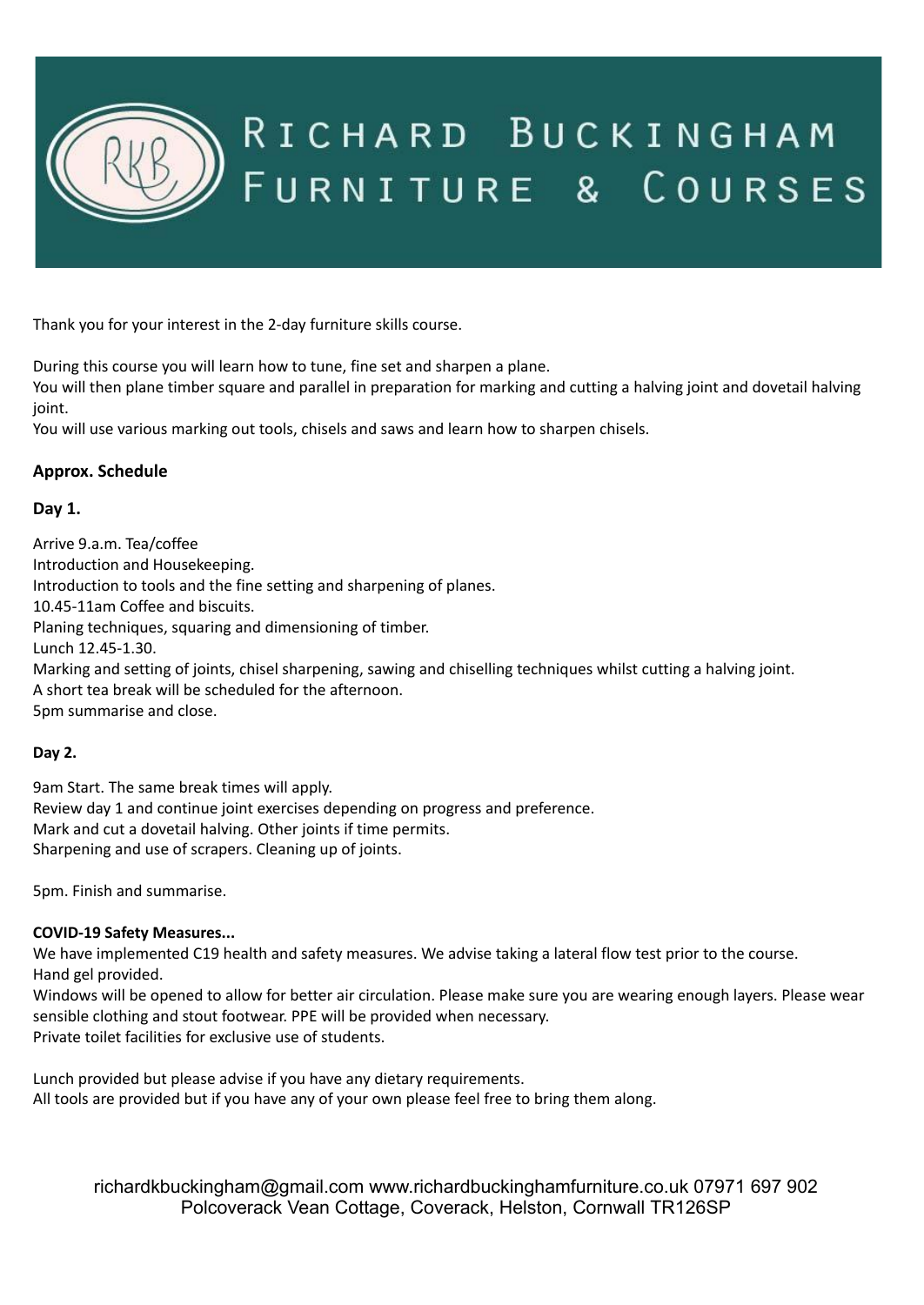# Richard Buckingham Furniture & Courses

Thank you for your interest in the 2-day furniture skills course.

During this course you will learn how to tune, fine set and sharpen a plane.
You will then plane timber square and parallel in preparation for marking and cutting a halving joint and dovetail halving joint.
You will use various marking out tools, chisels and saws and learn how to sharpen chisels.

**Approx. Schedule**

**Day 1.**

Arrive 9.a.m. Tea/coffee
Introduction and Housekeeping.
Introduction to tools and the fine setting and sharpening of planes.
10.45-11am Coffee and biscuits.
Planing techniques, squaring and dimensioning of timber.
Lunch 12.45-1.30.
Marking and setting of joints, chisel sharpening, sawing and chiselling techniques whilst cutting a halving joint.
A short tea break will be scheduled for the afternoon.
5pm summarise and close.

**Day 2.**

9am Start. The same break times will apply.
Review day 1 and continue joint exercises depending on progress and preference.
Mark and cut a dovetail halving. Other joints if time permits.
Sharpening and use of scrapers. Cleaning up of joints.

5pm. Finish and summarise.

**COVID-19 Safety Measures...**
We have implemented C19 health and safety measures. We advise taking a lateral flow test prior to the course.
Hand gel provided.
Windows will be opened to allow for better air circulation. Please make sure you are wearing enough layers. Please wear sensible clothing and stout footwear. PPE will be provided when necessary.
Private toilet facilities for exclusive use of students.

Lunch provided but please advise if you have any dietary requirements.
All tools are provided but if you have any of your own please feel free to bring them along.

richardkbuckingham@gmail.com www.richardbuckinghamfurniture.co.uk 07971 697 902
Polcoverack Vean Cottage, Coverack, Helston, Cornwall TR126SP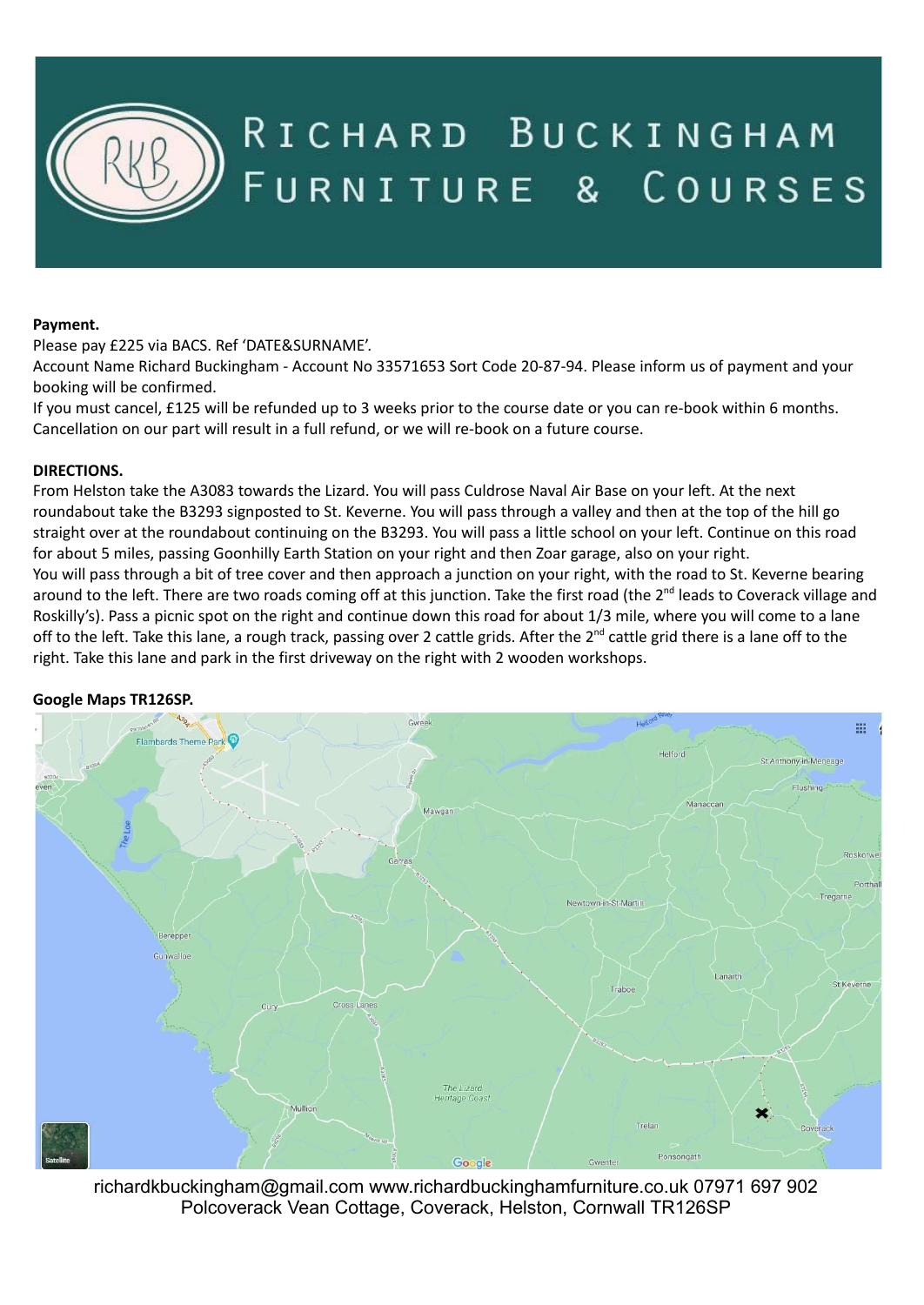# Richard Buckingham Furniture & Courses

**Payment.**

Please pay £225 via BACS. Ref 'DATE&SURNAME'.

Account Name Richard Buckingham - Account No 33571653 Sort Code 20-87-94. Please inform us of payment and your booking will be confirmed.

If you must cancel, £125 will be refunded up to 3 weeks prior to the course date or you can re-book within 6 months. Cancellation on our part will result in a full refund, or we will re-book on a future course.

**DIRECTIONS.**

From Helston take the A3083 towards the Lizard. You will pass Culdrose Naval Air Base on your left. At the next roundabout take the B3293 signposted to St. Keverne. You will pass through a valley and then at the top of the hill go straight over at the roundabout continuing on the B3293. You will pass a little school on your left. Continue on this road for about 5 miles, passing Goonhilly Earth Station on your right and then Zoar garage, also on your right.

You will pass through a bit of tree cover and then approach a junction on your right, with the road to St. Keverne bearing around to the left. There are two roads coming off at this junction. Take the first road (the 2nd leads to Coverack village and Roskilly's). Pass a picnic spot on the right and continue down this road for about 1/3 mile, where you will come to a lane off to the left. Take this lane, a rough track, passing over 2 cattle grids. After the 2nd cattle grid there is a lane off to the right. Take this lane and park in the first driveway on the right with 2 wooden workshops.

**Google Maps TR126SP.**

richardkbuckingham@gmail.com www.richardbuckinghamfurniture.co.uk 07971 697 902
Polcoverack Vean Cottage, Coverack, Helston, Cornwall TR126SP